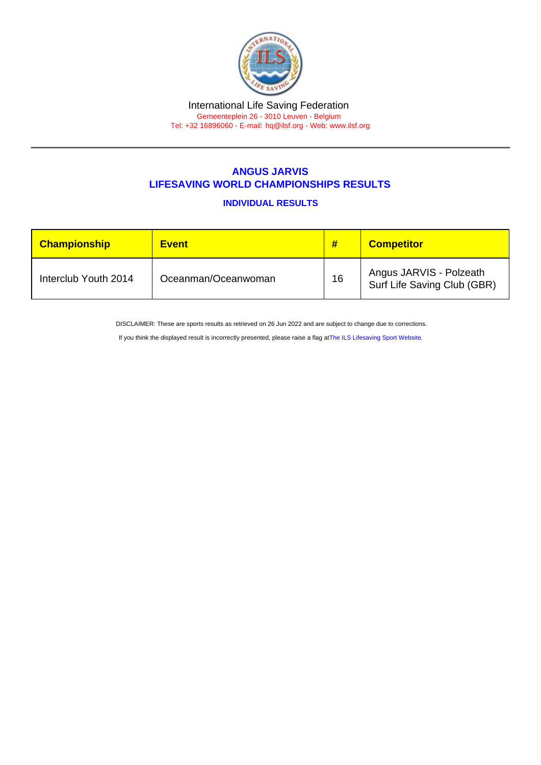International Life Saving Federation

Gemeenteplein 26 - 3010 Leuven - Belgium

Tel: +32 16896060 - E-mail: hq@ilsf.org - Web: www.ilsf.org

## ANGUS JARVIS
## LIFESAVING WORLD CHAMPIONSHIPS RESULTS

### INDIVIDUAL RESULTS

| Championship | Event | # | Competitor |
|---|---|---|---|
| Interclub Youth 2014 | Oceanman/Oceanwoman | 16 | Angus JARVIS - Polzeath Surf Life Saving Club (GBR) |

DISCLAIMER: These are sports results as retrieved on 26 Jun 2022 and are subject to change due to corrections.

If you think the displayed result is incorrectly presented, please raise a flag atThe ILS Lifesaving Sport Website.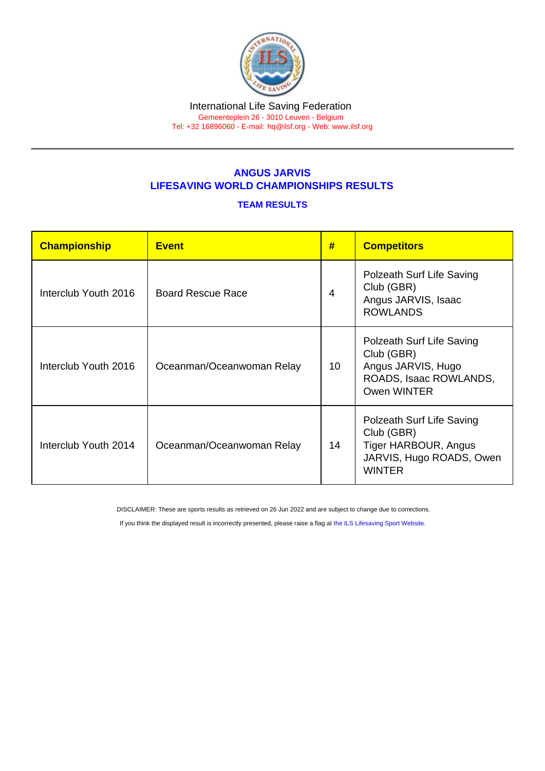International Life Saving Federation

Gemeenteplein 26 - 3010 Leuven - Belgium

Tel: +32 16896060 - E-mail: hq@ilsf.org - Web: www.ilsf.org

## ANGUS JARVIS
## LIFESAVING WORLD CHAMPIONSHIPS RESULTS

### TEAM RESULTS

| Championship | Event | # | Competitors |
|---|---|---|---|
| Interclub Youth 2016 | Board Rescue Race | 4 | Polzeath Surf Life Saving Club (GBR) Angus JARVIS, Isaac ROWLANDS |
| Interclub Youth 2016 | Oceanman/Oceanwoman Relay | 10 | Polzeath Surf Life Saving Club (GBR) Angus JARVIS, Hugo ROADS, Isaac ROWLANDS, Owen WINTER |
| Interclub Youth 2014 | Oceanman/Oceanwoman Relay | 14 | Polzeath Surf Life Saving Club (GBR) Tiger HARBOUR, Angus JARVIS, Hugo ROADS, Owen WINTER |

DISCLAIMER: These are sports results as retrieved on 26 Jun 2022 and are subject to change due to corrections.

If you think the displayed result is incorrectly presented, please raise a flag at the ILS Lifesaving Sport Website.